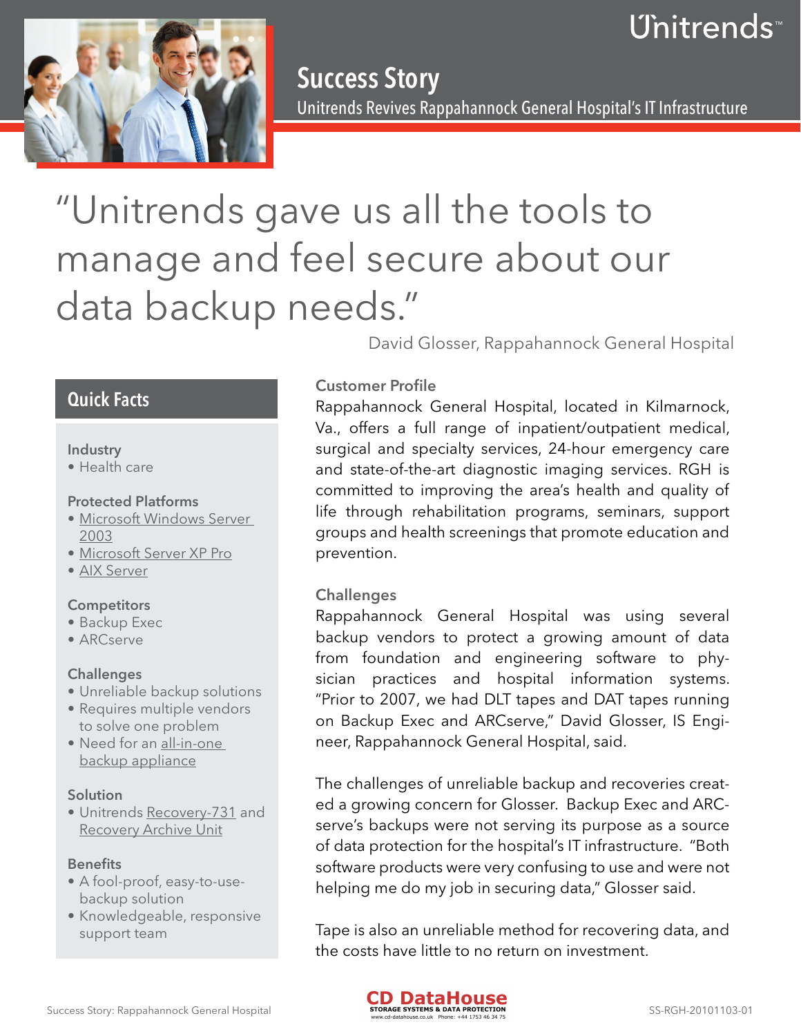# Success Story

## Unitrends Revives Rappahannock General Hospital's IT Infrastructure

"Unitrends gave us all the tools to manage and feel secure about our data backup needs."

David Glosser, Rappahannock General Hospital

## Quick Facts

**Industry**
- Health care

**Protected Platforms**
- Microsoft Windows Server 2003
- Microsoft Server XP Pro
- AIX Server

**Competitors**
- Backup Exec
- ARCserve

**Challenges**
- Unreliable backup solutions
- Requires multiple vendors to solve one problem
- Need for an all-in-one backup appliance

**Solution**
- Unitrends Recovery-731 and Recovery Archive Unit

**Benefits**
- A fool-proof, easy-to-use-backup solution
- Knowledgeable, responsive support team

### Customer Profile

Rappahannock General Hospital, located in Kilmarnock, Va., offers a full range of inpatient/outpatient medical, surgical and specialty services, 24-hour emergency care and state-of-the-art diagnostic imaging services. RGH is committed to improving the area's health and quality of life through rehabilitation programs, seminars, support groups and health screenings that promote education and prevention.

### Challenges

Rappahannock General Hospital was using several backup vendors to protect a growing amount of data from foundation and engineering software to physician practices and hospital information systems. "Prior to 2007, we had DLT tapes and DAT tapes running on Backup Exec and ARCserve," David Glosser, IS Engineer, Rappahannock General Hospital, said.

The challenges of unreliable backup and recoveries created a growing concern for Glosser. Backup Exec and ARCserve's backups were not serving its purpose as a source of data protection for the hospital's IT infrastructure. "Both software products were very confusing to use and were not helping me do my job in securing data," Glosser said.

Tape is also an unreliable method for recovering data, and the costs have little to no return on investment.

CD DataHouse
STORAGE SYSTEMS & DATA PROTECTION
www.cd-datahouse.co.uk Phone: +44 1753 46 34 75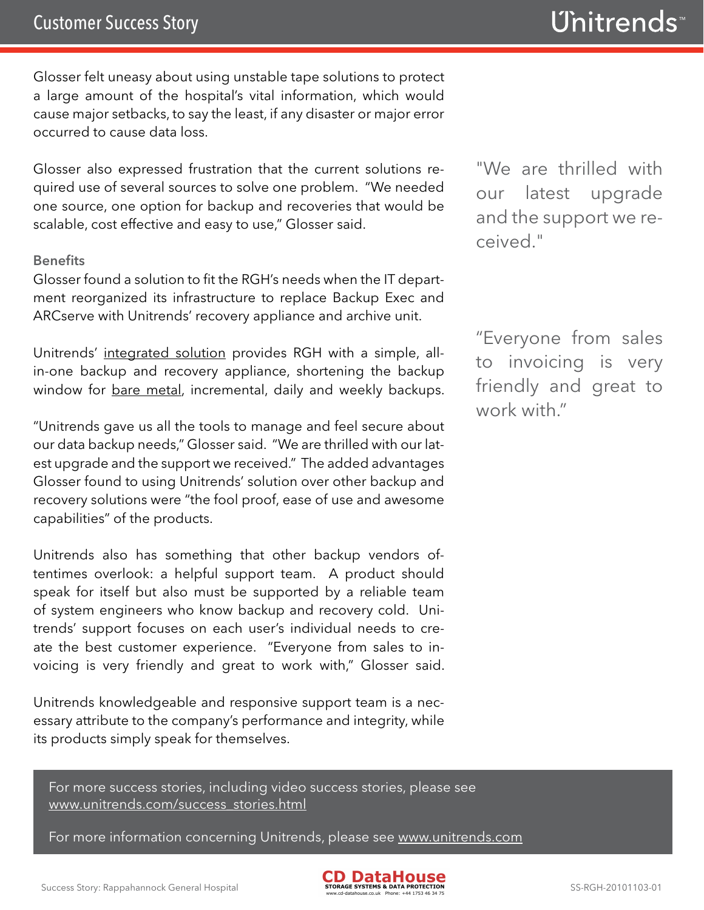Glosser felt uneasy about using unstable tape solutions to protect a large amount of the hospital's vital information, which would cause major setbacks, to say the least, if any disaster or major error occurred to cause data loss.

Glosser also expressed frustration that the current solutions required use of several sources to solve one problem. "We needed one source, one option for backup and recoveries that would be scalable, cost effective and easy to use," Glosser said.

**Benefits**

Glosser found a solution to fit the RGH's needs when the IT department reorganized its infrastructure to replace Backup Exec and ARCserve with Unitrends' recovery appliance and archive unit.

Unitrends' integrated solution provides RGH with a simple, all-in-one backup and recovery appliance, shortening the backup window for bare metal, incremental, daily and weekly backups.

"Unitrends gave us all the tools to manage and feel secure about our data backup needs," Glosser said. "We are thrilled with our latest upgrade and the support we received." The added advantages Glosser found to using Unitrends' solution over other backup and recovery solutions were "the fool proof, ease of use and awesome capabilities" of the products.

Unitrends also has something that other backup vendors oftentimes overlook: a helpful support team. A product should speak for itself but also must be supported by a reliable team of system engineers who know backup and recovery cold. Unitrends' support focuses on each user's individual needs to create the best customer experience. "Everyone from sales to invoicing is very friendly and great to work with," Glosser said.

Unitrends knowledgeable and responsive support team is a necessary attribute to the company's performance and integrity, while its products simply speak for themselves.

> "We are thrilled with our latest upgrade and the support we received."

> "Everyone from sales to invoicing is very friendly and great to work with."

For more success stories, including video success stories, please see www.unitrends.com/success_stories.html

For more information concerning Unitrends, please see www.unitrends.com

CD DataHouse
STORAGE SYSTEMS & DATA PROTECTION
www.cd-datahouse.co.uk Phone: +44 1753 46 34 75